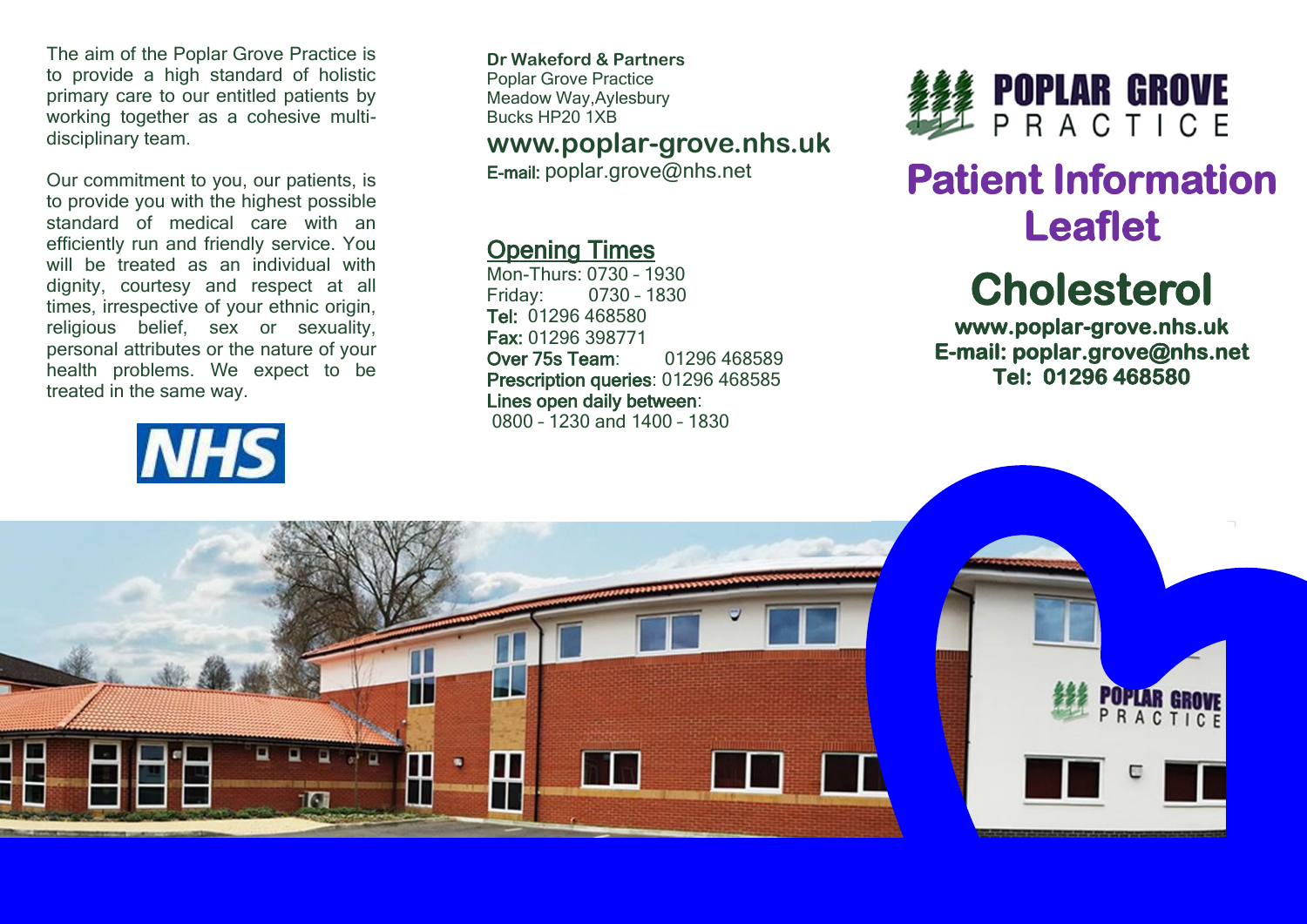The aim of the Poplar Grove Practice is to provide a high standard of holistic primary care to our entitled patients by working together as a cohesive multi-disciplinary team.

Our commitment to you, our patients, is to provide you with the highest possible standard of medical care with an efficiently run and friendly service. You will be treated as an individual with dignity, courtesy and respect at all times, irrespective of your ethnic origin, religious belief, sex or sexuality, personal attributes or the nature of your health problems. We expect to be treated in the same way.

NHS

**Dr Wakeford & Partners**
Poplar Grove Practice
Meadow Way, Aylesbury
Bucks HP20 1XB

**www.poplar-grove.nhs.uk**

E-mail: poplar.grove@nhs.net

## Opening Times

Mon-Thurs: 0730 – 1930
Friday: 0730 – 1830
**Tel:** 01296 468580
**Fax:** 01296 398771
**Over 75s Team**: 01296 468589
**Prescription queries**: 01296 468585
**Lines open daily between**:
0800 – 1230 and 1400 – 1830

POPLAR GROVE PRACTICE

# Patient Information Leaflet

# Cholesterol

**www.poplar-grove.nhs.uk**
**E-mail: poplar.grove@nhs.net**
**Tel: 01296 468580**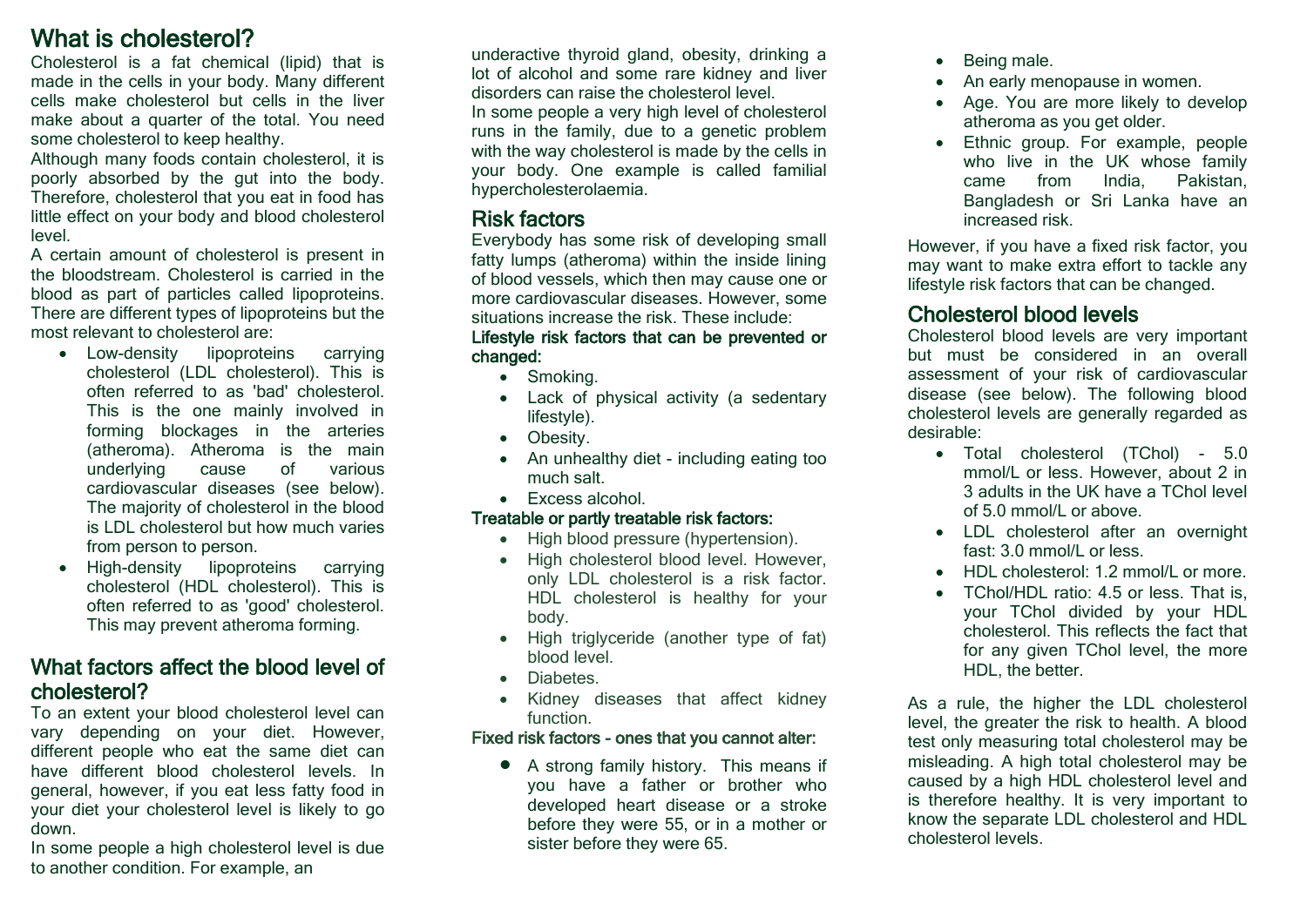## What is cholesterol?

Cholesterol is a fat chemical (lipid) that is made in the cells in your body. Many different cells make cholesterol but cells in the liver make about a quarter of the total. You need some cholesterol to keep healthy.

Although many foods contain cholesterol, it is poorly absorbed by the gut into the body. Therefore, cholesterol that you eat in food has little effect on your body and blood cholesterol level.

A certain amount of cholesterol is present in the bloodstream. Cholesterol is carried in the blood as part of particles called lipoproteins. There are different types of lipoproteins but the most relevant to cholesterol are:

- Low-density lipoproteins carrying cholesterol (LDL cholesterol). This is often referred to as 'bad' cholesterol. This is the one mainly involved in forming blockages in the arteries (atheroma). Atheroma is the main underlying cause of various cardiovascular diseases (see below). The majority of cholesterol in the blood is LDL cholesterol but how much varies from person to person.
- High-density lipoproteins carrying cholesterol (HDL cholesterol). This is often referred to as 'good' cholesterol. This may prevent atheroma forming.

## What factors affect the blood level of cholesterol?

To an extent your blood cholesterol level can vary depending on your diet. However, different people who eat the same diet can have different blood cholesterol levels. In general, however, if you eat less fatty food in your diet your cholesterol level is likely to go down.

In some people a high cholesterol level is due to another condition. For example, an underactive thyroid gland, obesity, drinking a lot of alcohol and some rare kidney and liver disorders can raise the cholesterol level.

In some people a very high level of cholesterol runs in the family, due to a genetic problem with the way cholesterol is made by the cells in your body. One example is called familial hypercholesterolaemia.

## Risk factors

Everybody has some risk of developing small fatty lumps (atheroma) within the inside lining of blood vessels, which then may cause one or more cardiovascular diseases. However, some situations increase the risk. These include:

**Lifestyle risk factors that can be prevented or changed:**

- Smoking.
- Lack of physical activity (a sedentary lifestyle).
- Obesity.
- An unhealthy diet - including eating too much salt.
- Excess alcohol.

**Treatable or partly treatable risk factors:**

- High blood pressure (hypertension).
- High cholesterol blood level. However, only LDL cholesterol is a risk factor. HDL cholesterol is healthy for your body.
- High triglyceride (another type of fat) blood level.
- Diabetes.
- Kidney diseases that affect kidney function.

**Fixed risk factors - ones that you cannot alter:**

- A strong family history. This means if you have a father or brother who developed heart disease or a stroke before they were 55, or in a mother or sister before they were 65.
- Being male.
- An early menopause in women.
- Age. You are more likely to develop atheroma as you get older.
- Ethnic group. For example, people who live in the UK whose family came from India, Pakistan, Bangladesh or Sri Lanka have an increased risk.

However, if you have a fixed risk factor, you may want to make extra effort to tackle any lifestyle risk factors that can be changed.

## Cholesterol blood levels

Cholesterol blood levels are very important but must be considered in an overall assessment of your risk of cardiovascular disease (see below). The following blood cholesterol levels are generally regarded as desirable:

- Total cholesterol (TChol) - 5.0 mmol/L or less. However, about 2 in 3 adults in the UK have a TChol level of 5.0 mmol/L or above.
- LDL cholesterol after an overnight fast: 3.0 mmol/L or less.
- HDL cholesterol: 1.2 mmol/L or more.
- TChol/HDL ratio: 4.5 or less. That is, your TChol divided by your HDL cholesterol. This reflects the fact that for any given TChol level, the more HDL, the better.

As a rule, the higher the LDL cholesterol level, the greater the risk to health. A blood test only measuring total cholesterol may be misleading. A high total cholesterol may be caused by a high HDL cholesterol level and is therefore healthy. It is very important to know the separate LDL cholesterol and HDL cholesterol levels.